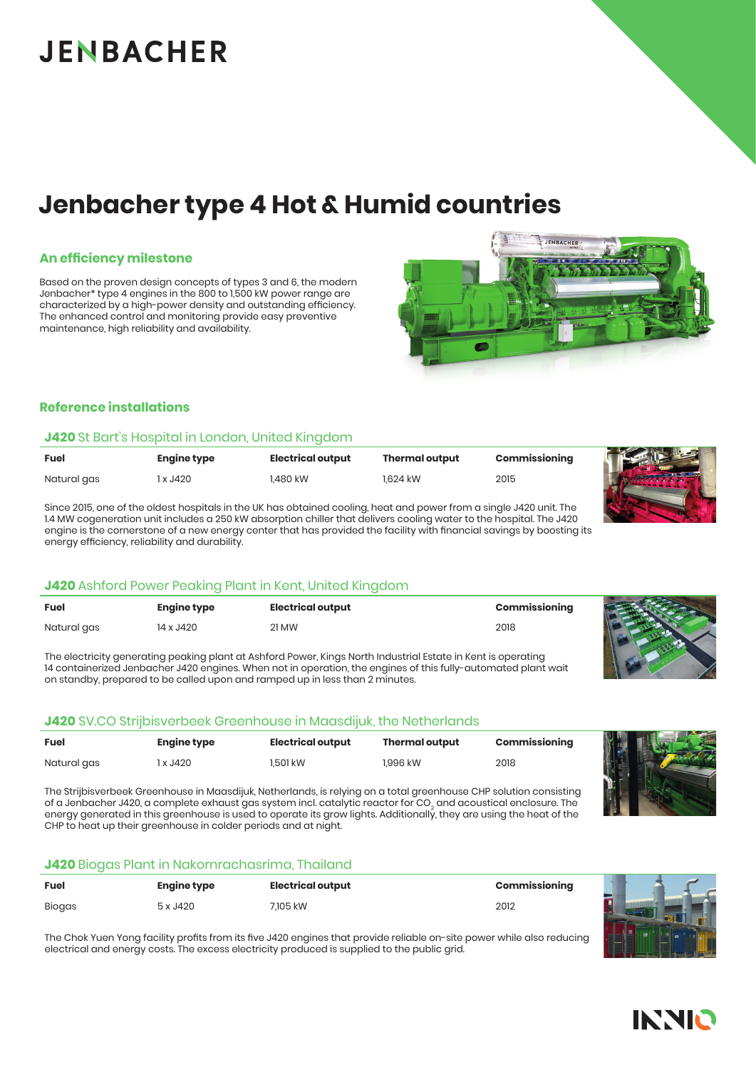JENBACHER

# Jenbacher type 4 Hot & Humid countries

## An efficiency milestone

Based on the proven design concepts of types 3 and 6, the modern Jenbacher* type 4 engines in the 800 to 1,500 kW power range are characterized by a high-power density and outstanding efficiency. The enhanced control and monitoring provide easy preventive maintenance, high reliability and availability.

## Reference installations

### J420 St Bart's Hospital in London, United Kingdom

| Fuel | Engine type | Electrical output | Thermal output | Commissioning |
|---|---|---|---|---|
| Natural gas | 1 x J420 | 1,480 kW | 1,624 kW | 2015 |

Since 2015, one of the oldest hospitals in the UK has obtained cooling, heat and power from a single J420 unit. The 1.4 MW cogeneration unit includes a 250 kW absorption chiller that delivers cooling water to the hospital. The J420 engine is the cornerstone of a new energy center that has provided the facility with financial savings by boosting its energy efficiency, reliability and durability.

### J420 Ashford Power Peaking Plant in Kent, United Kingdom

| Fuel | Engine type | Electrical output | Commissioning |
|---|---|---|---|
| Natural gas | 14 x J420 | 21 MW | 2018 |

The electricity generating peaking plant at Ashford Power, Kings North Industrial Estate in Kent is operating 14 containerized Jenbacher J420 engines. When not in operation, the engines of this fully-automated plant wait on standby, prepared to be called upon and ramped up in less than 2 minutes.

### J420 SV.CO Strijbisverbeek Greenhouse in Maasdijuk, the Netherlands

| Fuel | Engine type | Electrical output | Thermal output | Commissioning |
|---|---|---|---|---|
| Natural gas | 1 x J420 | 1,501 kW | 1,996 kW | 2018 |

The Strijbisverbeek Greenhouse in Maasdijuk, Netherlands, is relying on a total greenhouse CHP solution consisting of a Jenbacher J420, a complete exhaust gas system incl. catalytic reactor for $CO_2$ and acoustical enclosure. The energy generated in this greenhouse is used to operate its grow lights. Additionally, they are using the heat of the CHP to heat up their greenhouse in colder periods and at night.

### J420 Biogas Plant in Nakornrachasrima, Thailand

| Fuel | Engine type | Electrical output | Commissioning |
|---|---|---|---|
| Biogas | 5 x J420 | 7,105 kW | 2012 |

The Chok Yuen Yong facility profits from its five J420 engines that provide reliable on-site power while also reducing electrical and energy costs. The excess electricity produced is supplied to the public grid.

INNIO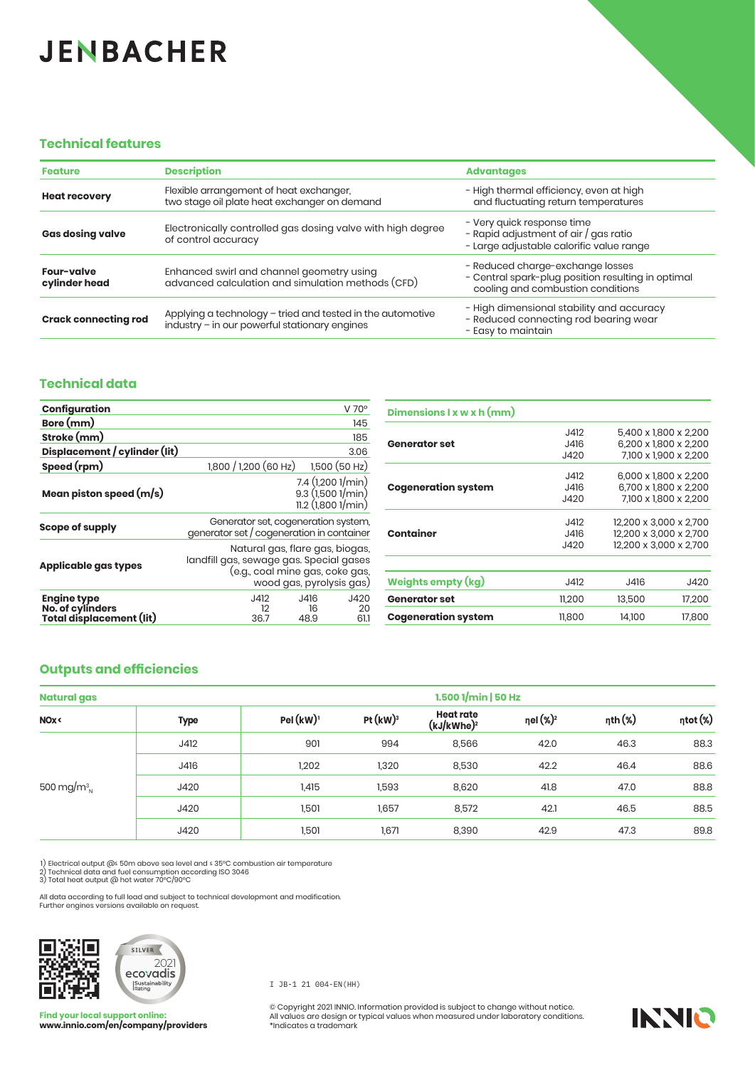JENBACHER

## Technical features

| Feature | Description | Advantages |
|---|---|---|
| **Heat recovery** | Flexible arrangement of heat exchanger, two stage oil plate heat exchanger on demand | - High thermal efficiency, even at high and fluctuating return temperatures |
| **Gas dosing valve** | Electronically controlled gas dosing valve with high degree of control accuracy | - Very quick response time<br>- Rapid adjustment of air / gas ratio<br>- Large adjustable calorific value range |
| **Four-valve cylinder head** | Enhanced swirl and channel geometry using advanced calculation and simulation methods (CFD) | - Reduced charge-exchange losses<br>- Central spark-plug position resulting in optimal cooling and combustion conditions |
| **Crack connecting rod** | Applying a technology – tried and tested in the automotive industry – in our powerful stationary engines | - High dimensional stability and accuracy<br>- Reduced connecting rod bearing wear<br>- Easy to maintain |

## Technical data

| | | | |
|---|---|---|---|
| **Configuration** | | | V 70° |
| **Bore (mm)** | | | 145 |
| **Stroke (mm)** | | | 185 |
| **Displacement / cylinder (lit)** | | | 3.06 |
| **Speed (rpm)** | 1,800 / 1,200 (60 Hz) | | 1,500 (50 Hz) |
| **Mean piston speed (m/s)** | | | 7.4 (1,200 1/min)<br>9.3 (1,500 1/min)<br>11.2 (1,800 1/min) |
| **Scope of supply** | | | Generator set, cogeneration system, generator set / cogeneration in container |
| **Applicable gas types** | | | Natural gas, flare gas, biogas, landfill gas, sewage gas. Special gases (e.g., coal mine gas, coke gas, wood gas, pyrolysis gas) |
| **Engine type** | J412 | J416 | J420 |
| **No. of cylinders** | 12 | 16 | 20 |
| **Total displacement (lit)** | 36.7 | 48.9 | 61.1 |

| Dimensions l x w x h (mm) | | |
|---|---|---|
| **Generator set** | J412 | 5,400 x 1,800 x 2,200 |
| | J416 | 6,200 x 1,800 x 2,200 |
| | J420 | 7,100 x 1,900 x 2,200 |
| **Cogeneration system** | J412 | 6,000 x 1,800 x 2,200 |
| | J416 | 6,700 x 1,800 x 2,200 |
| | J420 | 7,100 x 1,800 x 2,200 |
| **Container** | J412 | 12,200 x 3,000 x 2,700 |
| | J416 | 12,200 x 3,000 x 2,700 |
| | J420 | 12,200 x 3,000 x 2,700 |

| Weights empty (kg) | J412 | J416 | J420 |
|---|---|---|---|
| **Generator set** | 11,200 | 13,500 | 17,200 |
| **Cogeneration system** | 11,800 | 14,100 | 17,800 |

## Outputs and efficiencies

| Natural gas | 1.500 1/min \| 50 Hz | | | | | | |
|---|---|---|---|---|---|---|---|
| **NOx <** | **Type** | **Pel (kW)**[1] | **Pt (kW)**[3] | **Heat rate (kJ/kWhe)**[2] | **ηel (%)**[2] | **ηth (%)** | **ηtot (%)** |
| 500 mg/$m^3_N$ | J412 | 901 | 994 | 8,566 | 42.0 | 46.3 | 88.3 |
| | J416 | 1,202 | 1,320 | 8,530 | 42.2 | 46.4 | 88.6 |
| | J420 | 1,415 | 1,593 | 8,620 | 41.8 | 47.0 | 88.8 |
| | J420 | 1,501 | 1,657 | 8,572 | 42.1 | 46.5 | 88.5 |
| | J420 | 1,501 | 1,671 | 8,390 | 42.9 | 47.3 | 89.8 |

1) Electrical output @≤ 50m above sea level and ≤ 35°C combustion air temperature
2) Technical data and fuel consumption according ISO 3046
3) Total heat output @ hot water 70°C/90°C

All data according to full load and subject to technical development and modification.
Further engines versions available on request.

SILVER 2021 ecovadis Sustainability Rating

I JB-1 21 004-EN(HH)

**Find your local support online:**
**www.innio.com/en/company/providers**

© Copyright 2021 INNIO. Information provided is subject to change without notice.
All values are design or typical values when measured under laboratory conditions.
*Indicates a trademark

INNIO